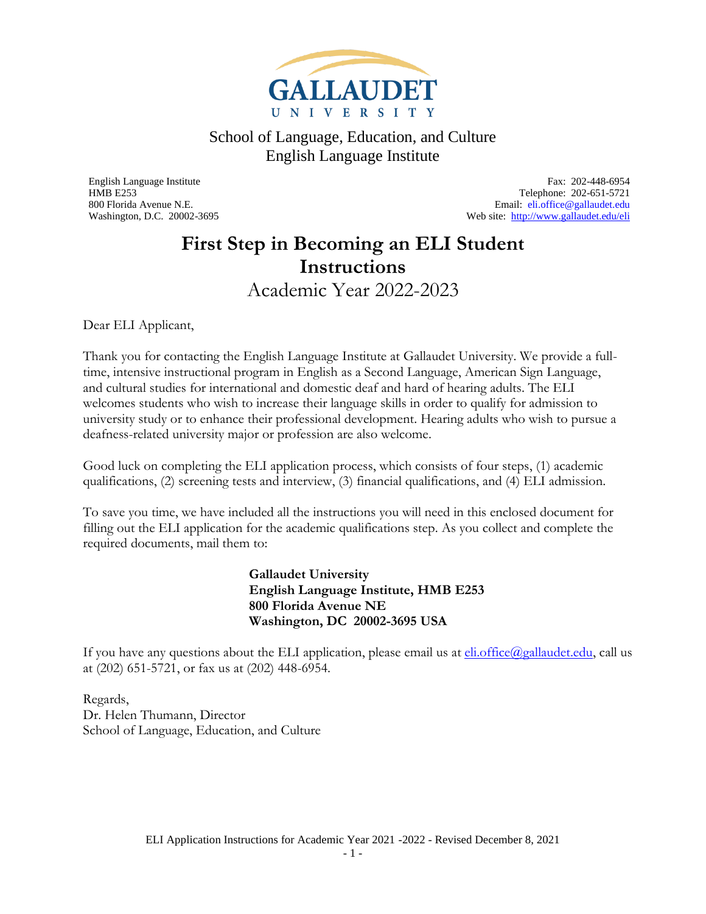GALLAUDET UNIVERSITY

School of Language, Education, and Culture
English Language Institute

English Language Institute
HMB E253
800 Florida Avenue N.E.
Washington, D.C. 20002-3695

Fax: 202-448-6954
Telephone: 202-651-5721
Email: eli.office@gallaudet.edu
Web site: http://www.gallaudet.edu/eli

# First Step in Becoming an ELI Student Instructions

## Academic Year 2022-2023

Dear ELI Applicant,

Thank you for contacting the English Language Institute at Gallaudet University. We provide a full-time, intensive instructional program in English as a Second Language, American Sign Language, and cultural studies for international and domestic deaf and hard of hearing adults. The ELI welcomes students who wish to increase their language skills in order to qualify for admission to university study or to enhance their professional development. Hearing adults who wish to pursue a deafness-related university major or profession are also welcome.

Good luck on completing the ELI application process, which consists of four steps, (1) academic qualifications, (2) screening tests and interview, (3) financial qualifications, and (4) ELI admission.

To save you time, we have included all the instructions you will need in this enclosed document for filling out the ELI application for the academic qualifications step. As you collect and complete the required documents, mail them to:

**Gallaudet University**
**English Language Institute, HMB E253**
**800 Florida Avenue NE**
**Washington, DC 20002-3695 USA**

If you have any questions about the ELI application, please email us at eli.office@gallaudet.edu, call us at (202) 651-5721, or fax us at (202) 448-6954.

Regards,
Dr. Helen Thumann, Director
School of Language, Education, and Culture

ELI Application Instructions for Academic Year 2021 -2022 - Revised December 8, 2021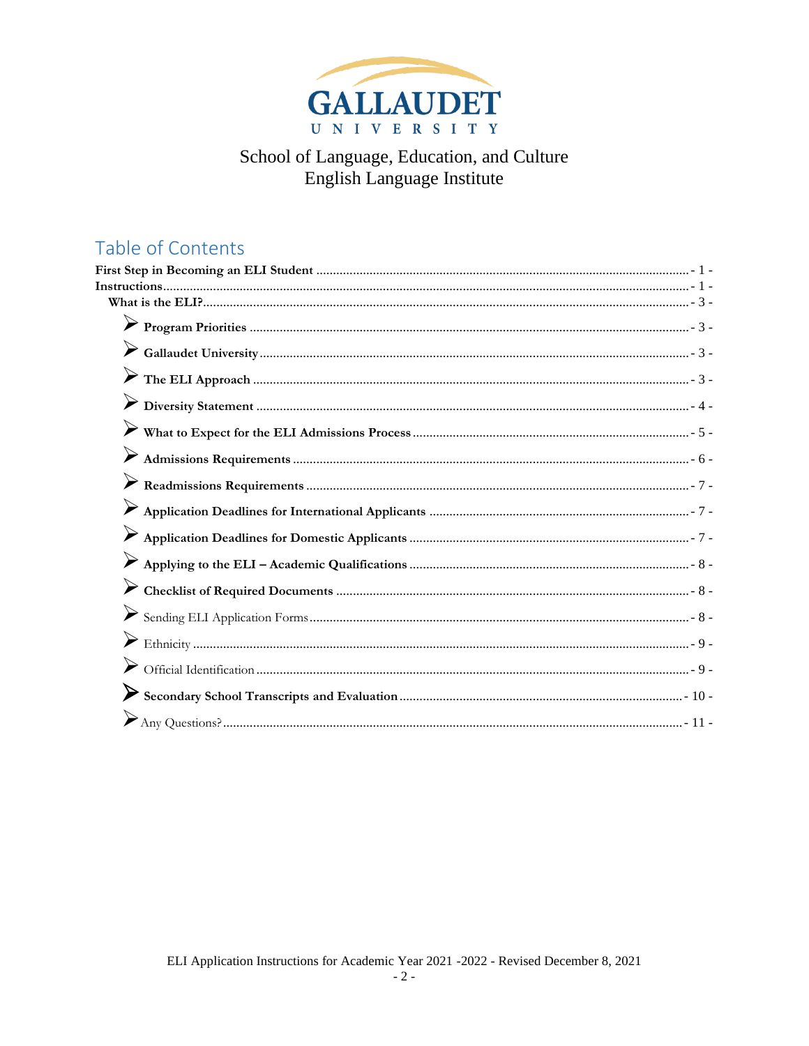GALLAUDET UNIVERSITY

School of Language, Education, and Culture
English Language Institute

## Table of Contents

**First Step in Becoming an ELI Student** ... - 1 -
**Instructions** ... - 1 -
**What is the ELI?** ... - 3 -

- **Program Priorities** ... - 3 -
- **Gallaudet University** ... - 3 -
- **The ELI Approach** ... - 3 -
- **Diversity Statement** ... - 4 -
- **What to Expect for the ELI Admissions Process** ... - 5 -
- **Admissions Requirements** ... - 6 -
- **Readmissions Requirements** ... - 7 -
- **Application Deadlines for International Applicants** ... - 7 -
- **Application Deadlines for Domestic Applicants** ... - 7 -
- **Applying to the ELI – Academic Qualifications** ... - 8 -
- **Checklist of Required Documents** ... - 8 -
- Sending ELI Application Forms ... - 8 -
- Ethnicity ... - 9 -
- Official Identification ... - 9 -
- **Secondary School Transcripts and Evaluation** ... - 10 -
- Any Questions? ... - 11 -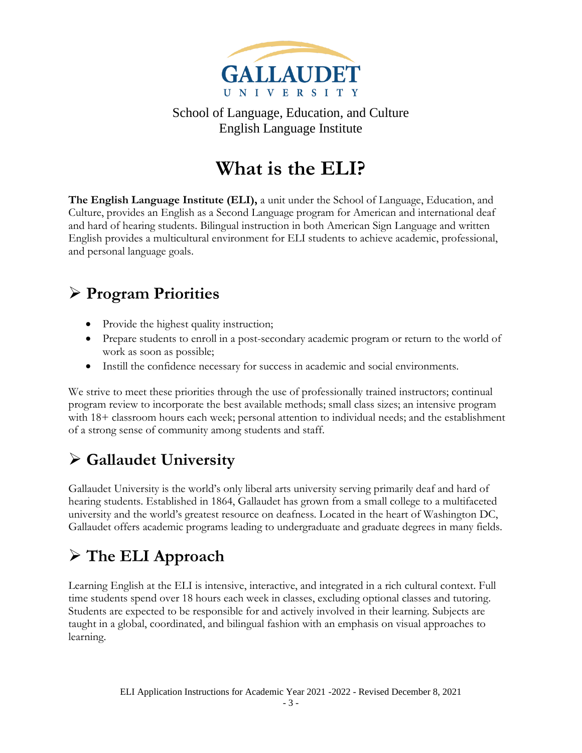GALLAUDET UNIVERSITY

School of Language, Education, and Culture
English Language Institute

# What is the ELI?

**The English Language Institute (ELI),** a unit under the School of Language, Education, and Culture, provides an English as a Second Language program for American and international deaf and hard of hearing students. Bilingual instruction in both American Sign Language and written English provides a multicultural environment for ELI students to achieve academic, professional, and personal language goals.

## ➢ Program Priorities

- Provide the highest quality instruction;
- Prepare students to enroll in a post-secondary academic program or return to the world of work as soon as possible;
- Instill the confidence necessary for success in academic and social environments.

We strive to meet these priorities through the use of professionally trained instructors; continual program review to incorporate the best available methods; small class sizes; an intensive program with 18+ classroom hours each week; personal attention to individual needs; and the establishment of a strong sense of community among students and staff.

## ➢ Gallaudet University

Gallaudet University is the world's only liberal arts university serving primarily deaf and hard of hearing students. Established in 1864, Gallaudet has grown from a small college to a multifaceted university and the world's greatest resource on deafness. Located in the heart of Washington DC, Gallaudet offers academic programs leading to undergraduate and graduate degrees in many fields.

## ➢ The ELI Approach

Learning English at the ELI is intensive, interactive, and integrated in a rich cultural context. Full time students spend over 18 hours each week in classes, excluding optional classes and tutoring. Students are expected to be responsible for and actively involved in their learning. Subjects are taught in a global, coordinated, and bilingual fashion with an emphasis on visual approaches to learning.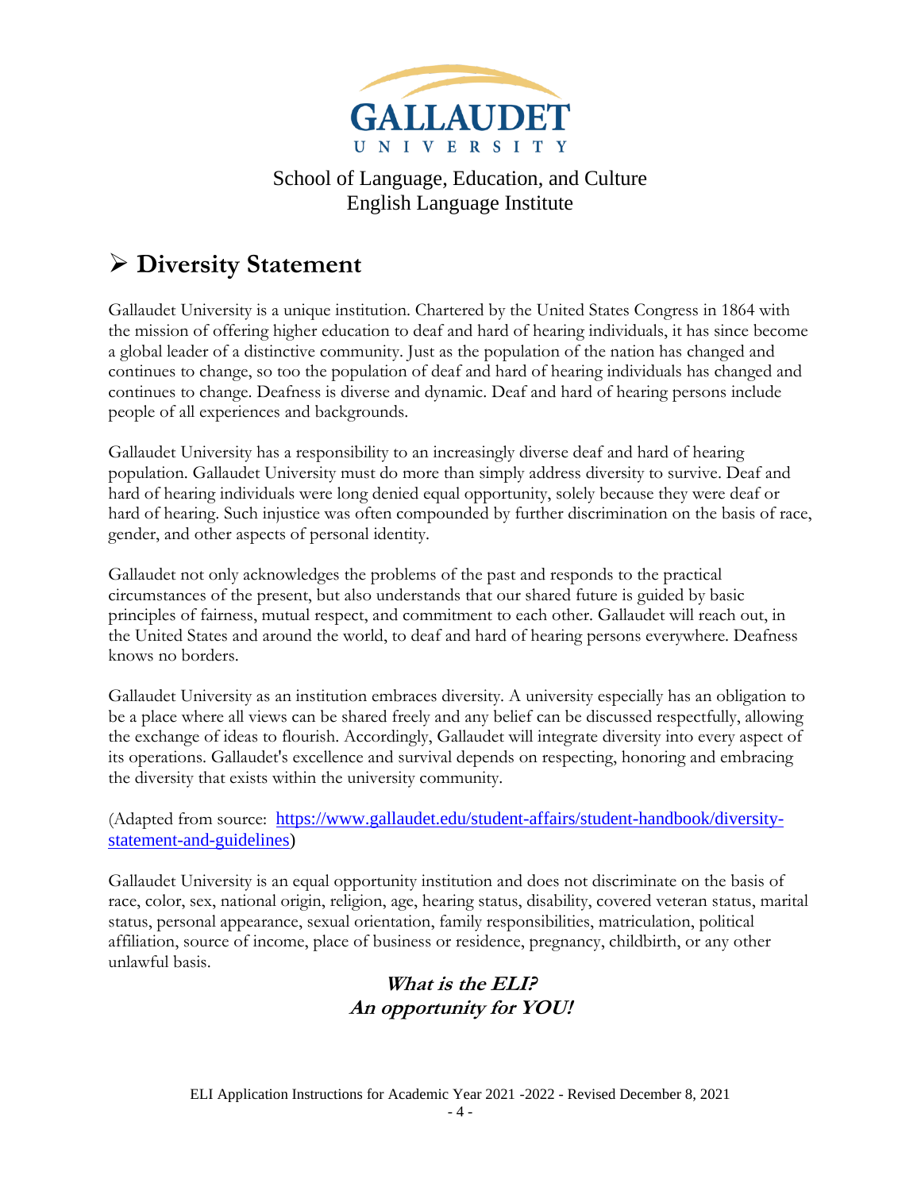GALLAUDET UNIVERSITY

School of Language, Education, and Culture
English Language Institute

## ➢ Diversity Statement

Gallaudet University is a unique institution. Chartered by the United States Congress in 1864 with the mission of offering higher education to deaf and hard of hearing individuals, it has since become a global leader of a distinctive community. Just as the population of the nation has changed and continues to change, so too the population of deaf and hard of hearing individuals has changed and continues to change. Deafness is diverse and dynamic. Deaf and hard of hearing persons include people of all experiences and backgrounds.

Gallaudet University has a responsibility to an increasingly diverse deaf and hard of hearing population. Gallaudet University must do more than simply address diversity to survive. Deaf and hard of hearing individuals were long denied equal opportunity, solely because they were deaf or hard of hearing. Such injustice was often compounded by further discrimination on the basis of race, gender, and other aspects of personal identity.

Gallaudet not only acknowledges the problems of the past and responds to the practical circumstances of the present, but also understands that our shared future is guided by basic principles of fairness, mutual respect, and commitment to each other. Gallaudet will reach out, in the United States and around the world, to deaf and hard of hearing persons everywhere. Deafness knows no borders.

Gallaudet University as an institution embraces diversity. A university especially has an obligation to be a place where all views can be shared freely and any belief can be discussed respectfully, allowing the exchange of ideas to flourish. Accordingly, Gallaudet will integrate diversity into every aspect of its operations. Gallaudet's excellence and survival depends on respecting, honoring and embracing the diversity that exists within the university community.

(Adapted from source: [https://www.gallaudet.edu/student-affairs/student-handbook/diversity-statement-and-guidelines](https://www.gallaudet.edu/student-affairs/student-handbook/diversity-statement-and-guidelines))

Gallaudet University is an equal opportunity institution and does not discriminate on the basis of race, color, sex, national origin, religion, age, hearing status, disability, covered veteran status, marital status, personal appearance, sexual orientation, family responsibilities, matriculation, political affiliation, source of income, place of business or residence, pregnancy, childbirth, or any other unlawful basis.

***What is the ELI?***
***An opportunity for YOU!***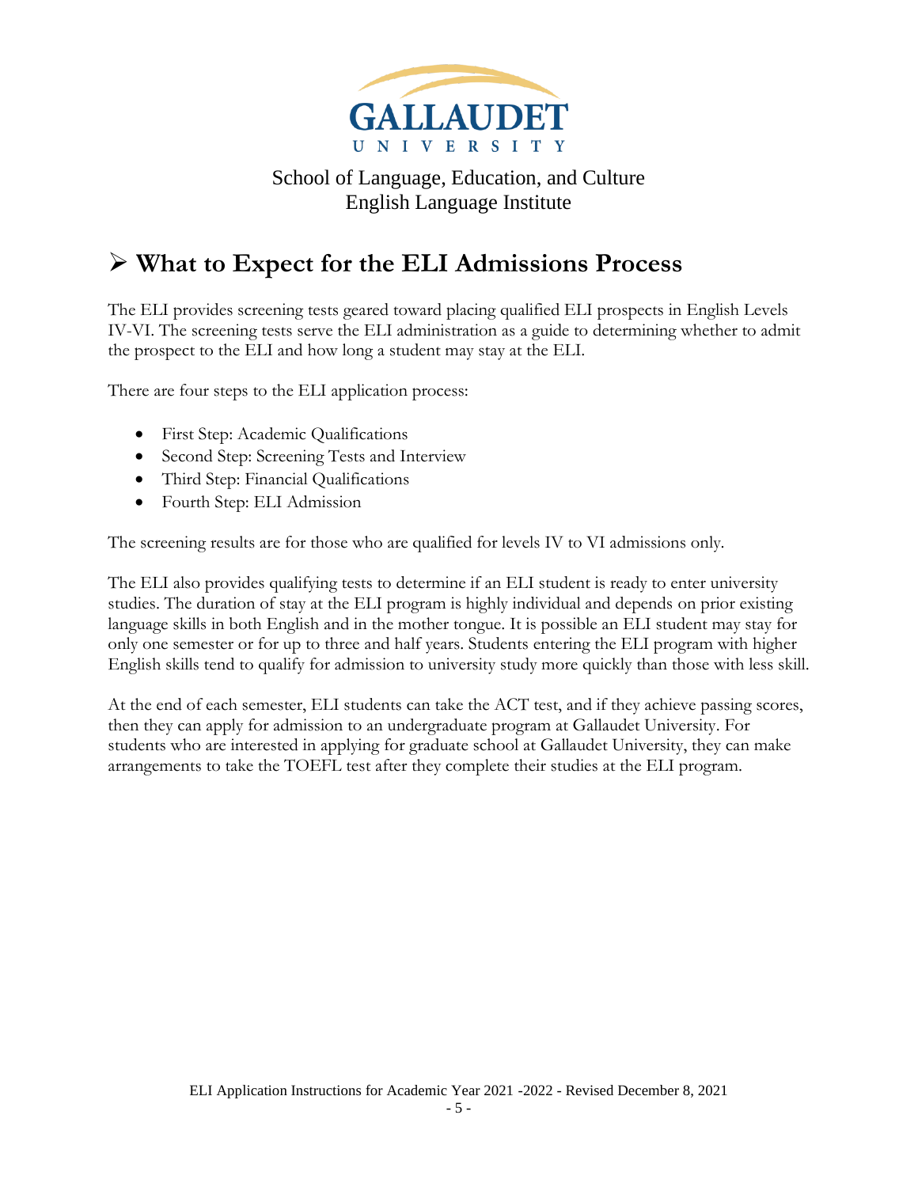School of Language, Education, and Culture
English Language Institute

## ➢ What to Expect for the ELI Admissions Process

The ELI provides screening tests geared toward placing qualified ELI prospects in English Levels IV-VI. The screening tests serve the ELI administration as a guide to determining whether to admit the prospect to the ELI and how long a student may stay at the ELI.

There are four steps to the ELI application process:

- First Step: Academic Qualifications
- Second Step: Screening Tests and Interview
- Third Step: Financial Qualifications
- Fourth Step: ELI Admission

The screening results are for those who are qualified for levels IV to VI admissions only.

The ELI also provides qualifying tests to determine if an ELI student is ready to enter university studies. The duration of stay at the ELI program is highly individual and depends on prior existing language skills in both English and in the mother tongue. It is possible an ELI student may stay for only one semester or for up to three and half years. Students entering the ELI program with higher English skills tend to qualify for admission to university study more quickly than those with less skill.

At the end of each semester, ELI students can take the ACT test, and if they achieve passing scores, then they can apply for admission to an undergraduate program at Gallaudet University. For students who are interested in applying for graduate school at Gallaudet University, they can make arrangements to take the TOEFL test after they complete their studies at the ELI program.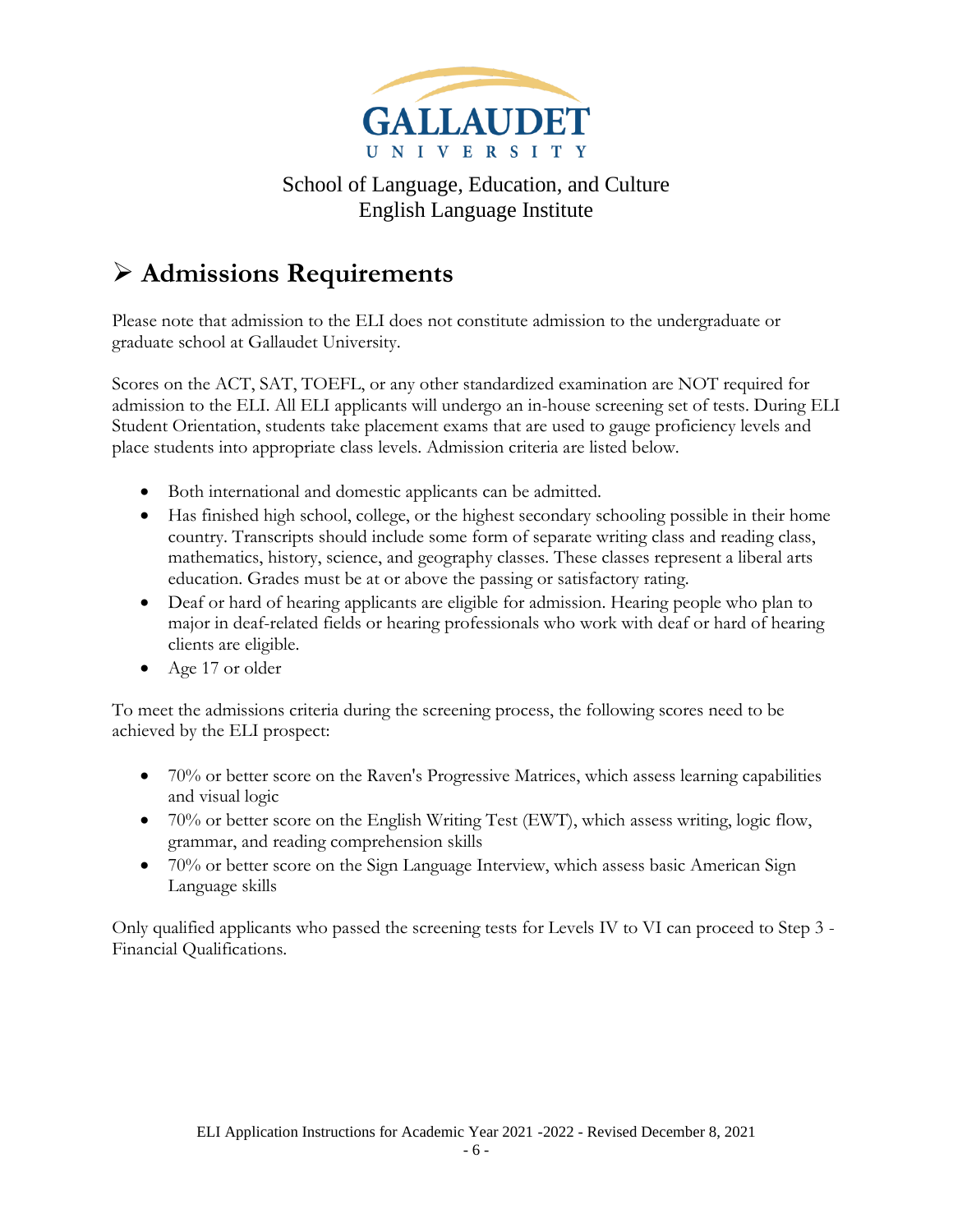School of Language, Education, and Culture
English Language Institute

## ➢ Admissions Requirements

Please note that admission to the ELI does not constitute admission to the undergraduate or graduate school at Gallaudet University.

Scores on the ACT, SAT, TOEFL, or any other standardized examination are NOT required for admission to the ELI. All ELI applicants will undergo an in-house screening set of tests. During ELI Student Orientation, students take placement exams that are used to gauge proficiency levels and place students into appropriate class levels. Admission criteria are listed below.

- Both international and domestic applicants can be admitted.
- Has finished high school, college, or the highest secondary schooling possible in their home country. Transcripts should include some form of separate writing class and reading class, mathematics, history, science, and geography classes. These classes represent a liberal arts education. Grades must be at or above the passing or satisfactory rating.
- Deaf or hard of hearing applicants are eligible for admission. Hearing people who plan to major in deaf-related fields or hearing professionals who work with deaf or hard of hearing clients are eligible.
- Age 17 or older

To meet the admissions criteria during the screening process, the following scores need to be achieved by the ELI prospect:

- 70% or better score on the Raven's Progressive Matrices, which assess learning capabilities and visual logic
- 70% or better score on the English Writing Test (EWT), which assess writing, logic flow, grammar, and reading comprehension skills
- 70% or better score on the Sign Language Interview, which assess basic American Sign Language skills

Only qualified applicants who passed the screening tests for Levels IV to VI can proceed to Step 3 - Financial Qualifications.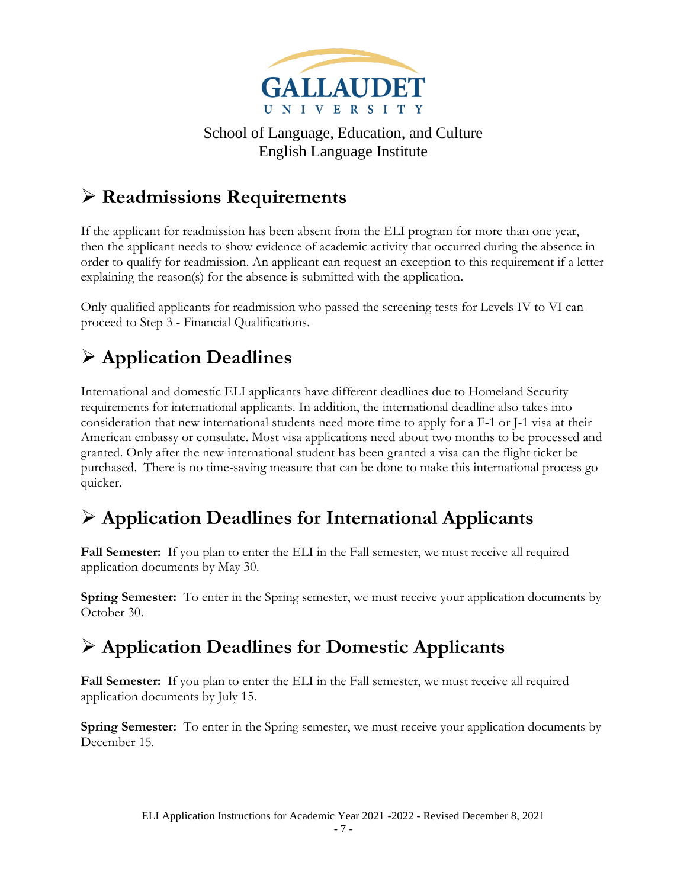School of Language, Education, and Culture
English Language Institute

## ➢ Readmissions Requirements

If the applicant for readmission has been absent from the ELI program for more than one year, then the applicant needs to show evidence of academic activity that occurred during the absence in order to qualify for readmission. An applicant can request an exception to this requirement if a letter explaining the reason(s) for the absence is submitted with the application.

Only qualified applicants for readmission who passed the screening tests for Levels IV to VI can proceed to Step 3 - Financial Qualifications.

## ➢ Application Deadlines

International and domestic ELI applicants have different deadlines due to Homeland Security requirements for international applicants. In addition, the international deadline also takes into consideration that new international students need more time to apply for a F-1 or J-1 visa at their American embassy or consulate. Most visa applications need about two months to be processed and granted. Only after the new international student has been granted a visa can the flight ticket be purchased. There is no time-saving measure that can be done to make this international process go quicker.

## ➢ Application Deadlines for International Applicants

**Fall Semester:** If you plan to enter the ELI in the Fall semester, we must receive all required application documents by May 30.

**Spring Semester:** To enter in the Spring semester, we must receive your application documents by October 30.

## ➢ Application Deadlines for Domestic Applicants

**Fall Semester:** If you plan to enter the ELI in the Fall semester, we must receive all required application documents by July 15.

**Spring Semester:** To enter in the Spring semester, we must receive your application documents by December 15.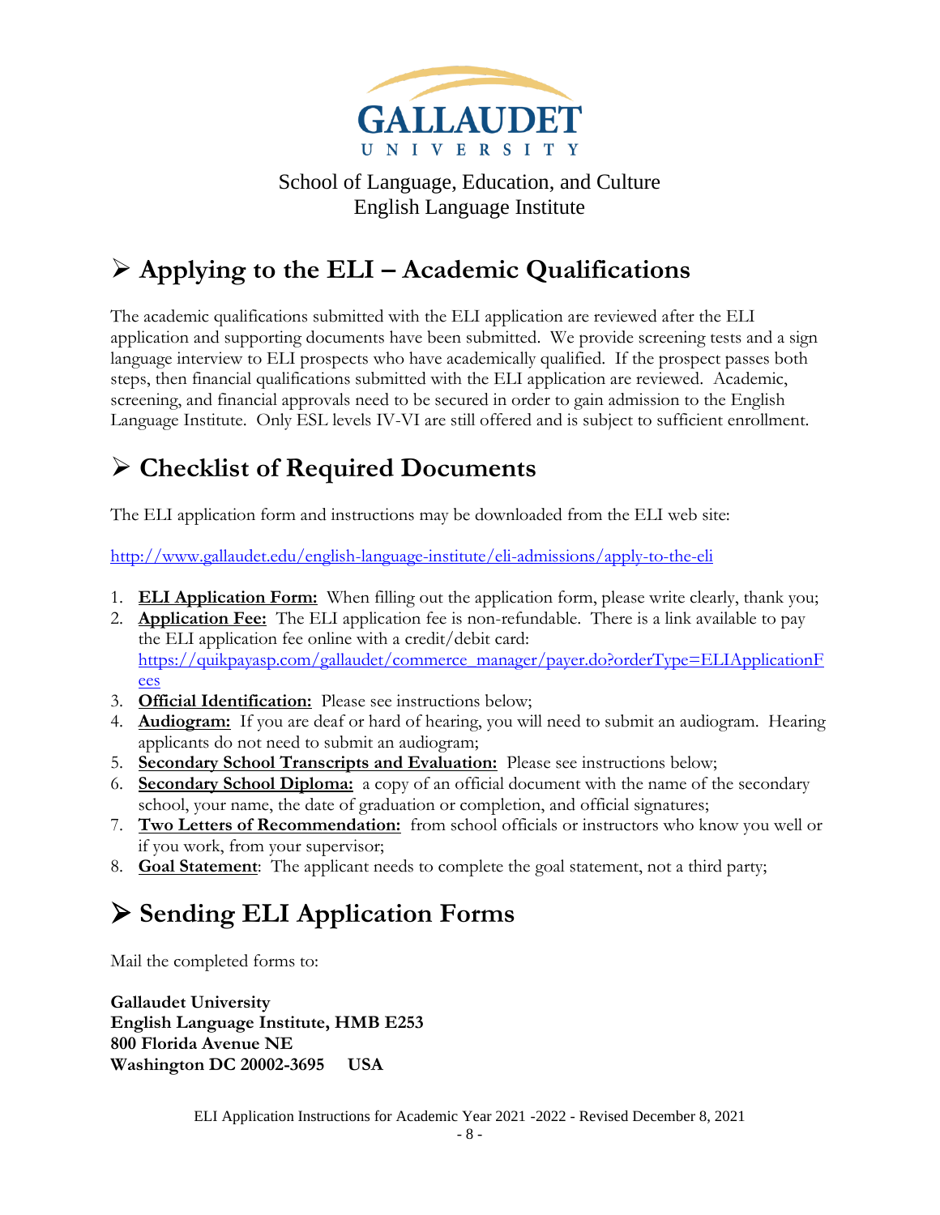GALLAUDET UNIVERSITY

School of Language, Education, and Culture
English Language Institute

## ➢ Applying to the ELI – Academic Qualifications

The academic qualifications submitted with the ELI application are reviewed after the ELI application and supporting documents have been submitted. We provide screening tests and a sign language interview to ELI prospects who have academically qualified. If the prospect passes both steps, then financial qualifications submitted with the ELI application are reviewed. Academic, screening, and financial approvals need to be secured in order to gain admission to the English Language Institute. Only ESL levels IV-VI are still offered and is subject to sufficient enrollment.

## ➢ Checklist of Required Documents

The ELI application form and instructions may be downloaded from the ELI web site:

http://www.gallaudet.edu/english-language-institute/eli-admissions/apply-to-the-eli

1. **ELI Application Form:** When filling out the application form, please write clearly, thank you;
2. **Application Fee:** The ELI application fee is non-refundable. There is a link available to pay the ELI application fee online with a credit/debit card: https://quikpayasp.com/gallaudet/commerce_manager/payer.do?orderType=ELIApplicationFees
3. **Official Identification:** Please see instructions below;
4. **Audiogram:** If you are deaf or hard of hearing, you will need to submit an audiogram. Hearing applicants do not need to submit an audiogram;
5. **Secondary School Transcripts and Evaluation:** Please see instructions below;
6. **Secondary School Diploma:** a copy of an official document with the name of the secondary school, your name, the date of graduation or completion, and official signatures;
7. **Two Letters of Recommendation:** from school officials or instructors who know you well or if you work, from your supervisor;
8. **Goal Statement**: The applicant needs to complete the goal statement, not a third party;

## ➢ Sending ELI Application Forms

Mail the completed forms to:

**Gallaudet University**
**English Language Institute, HMB E253**
**800 Florida Avenue NE**
**Washington DC 20002-3695 USA**

ELI Application Instructions for Academic Year 2021 -2022 - Revised December 8, 2021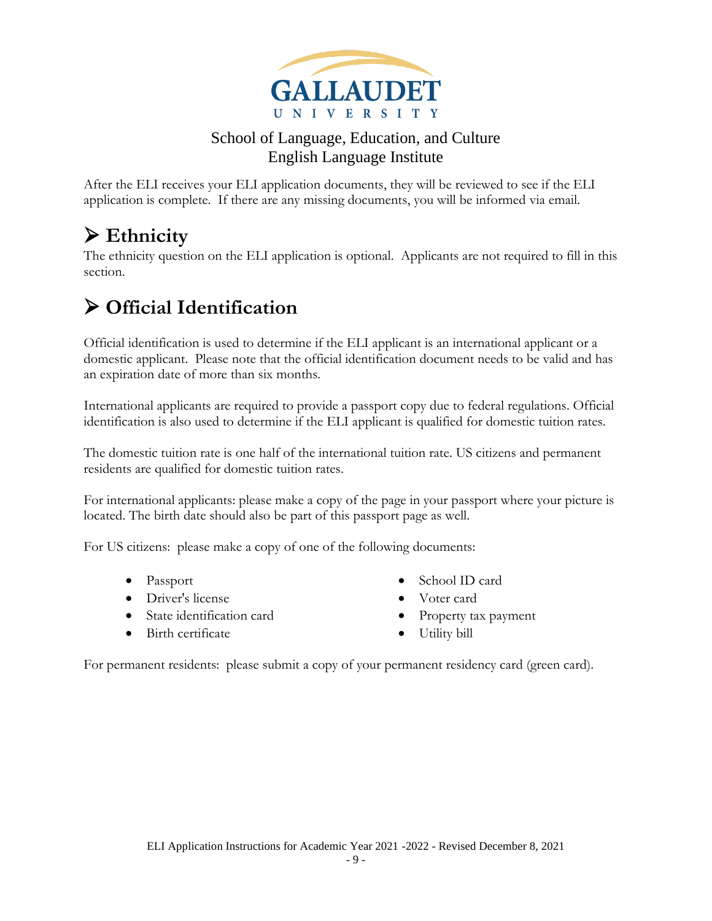School of Language, Education, and Culture
English Language Institute

After the ELI receives your ELI application documents, they will be reviewed to see if the ELI application is complete. If there are any missing documents, you will be informed via email.

## Ethnicity

The ethnicity question on the ELI application is optional. Applicants are not required to fill in this section.

## Official Identification

Official identification is used to determine if the ELI applicant is an international applicant or a domestic applicant. Please note that the official identification document needs to be valid and has an expiration date of more than six months.

International applicants are required to provide a passport copy due to federal regulations. Official identification is also used to determine if the ELI applicant is qualified for domestic tuition rates.

The domestic tuition rate is one half of the international tuition rate. US citizens and permanent residents are qualified for domestic tuition rates.

For international applicants: please make a copy of the page in your passport where your picture is located. The birth date should also be part of this passport page as well.

For US citizens: please make a copy of one of the following documents:

- Passport
- Driver's license
- State identification card
- Birth certificate
- School ID card
- Voter card
- Property tax payment
- Utility bill

For permanent residents: please submit a copy of your permanent residency card (green card).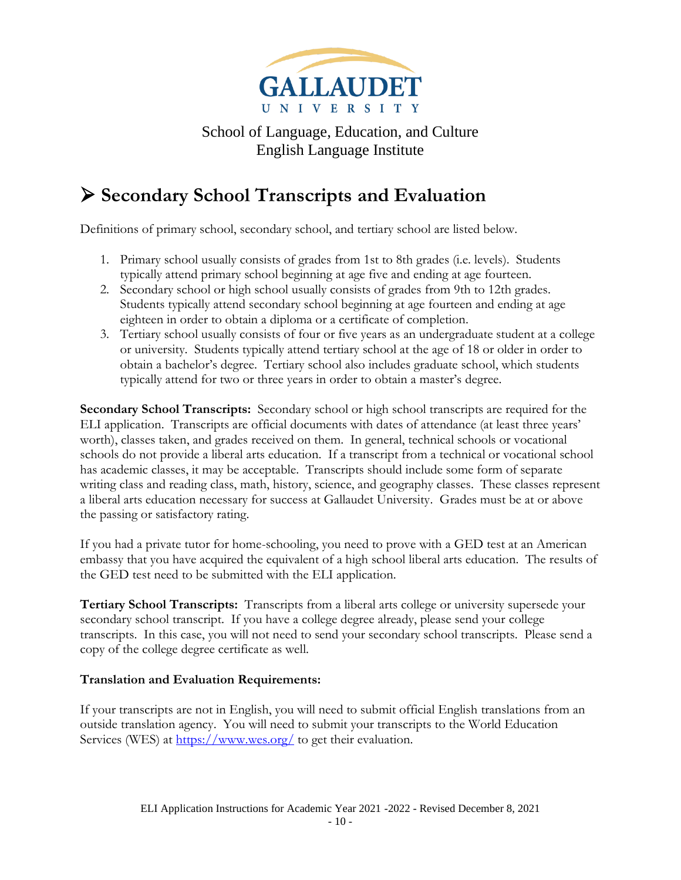# Secondary School Transcripts and Evaluation

Definitions of primary school, secondary school, and tertiary school are listed below.

1. Primary school usually consists of grades from 1st to 8th grades (i.e. levels). Students typically attend primary school beginning at age five and ending at age fourteen.
2. Secondary school or high school usually consists of grades from 9th to 12th grades. Students typically attend secondary school beginning at age fourteen and ending at age eighteen in order to obtain a diploma or a certificate of completion.
3. Tertiary school usually consists of four or five years as an undergraduate student at a college or university. Students typically attend tertiary school at the age of 18 or older in order to obtain a bachelor's degree. Tertiary school also includes graduate school, which students typically attend for two or three years in order to obtain a master's degree.

**Secondary School Transcripts:** Secondary school or high school transcripts are required for the ELI application. Transcripts are official documents with dates of attendance (at least three years' worth), classes taken, and grades received on them. In general, technical schools or vocational schools do not provide a liberal arts education. If a transcript from a technical or vocational school has academic classes, it may be acceptable. Transcripts should include some form of separate writing class and reading class, math, history, science, and geography classes. These classes represent a liberal arts education necessary for success at Gallaudet University. Grades must be at or above the passing or satisfactory rating.

If you had a private tutor for home-schooling, you need to prove with a GED test at an American embassy that you have acquired the equivalent of a high school liberal arts education. The results of the GED test need to be submitted with the ELI application.

**Tertiary School Transcripts:** Transcripts from a liberal arts college or university supersede your secondary school transcript. If you have a college degree already, please send your college transcripts. In this case, you will not need to send your secondary school transcripts. Please send a copy of the college degree certificate as well.

**Translation and Evaluation Requirements:**

If your transcripts are not in English, you will need to submit official English translations from an outside translation agency. You will need to submit your transcripts to the World Education Services (WES) at [https://www.wes.org/](https://www.wes.org/) to get their evaluation.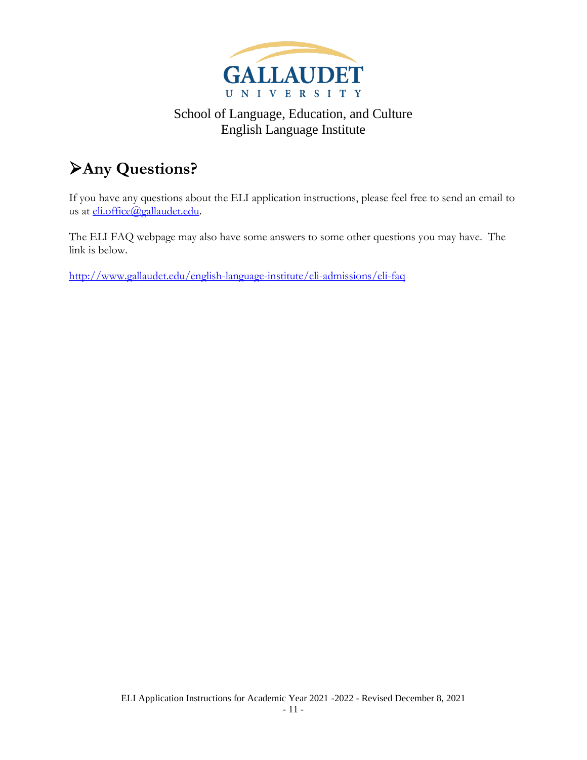School of Language, Education, and Culture
English Language Institute

## ➢Any Questions?

If you have any questions about the ELI application instructions, please feel free to send an email to us at [eli.office@gallaudet.edu](mailto:eli.office@gallaudet.edu).

The ELI FAQ webpage may also have some answers to some other questions you may have. The link is below.

[http://www.gallaudet.edu/english-language-institute/eli-admissions/eli-faq](http://www.gallaudet.edu/english-language-institute/eli-admissions/eli-faq)